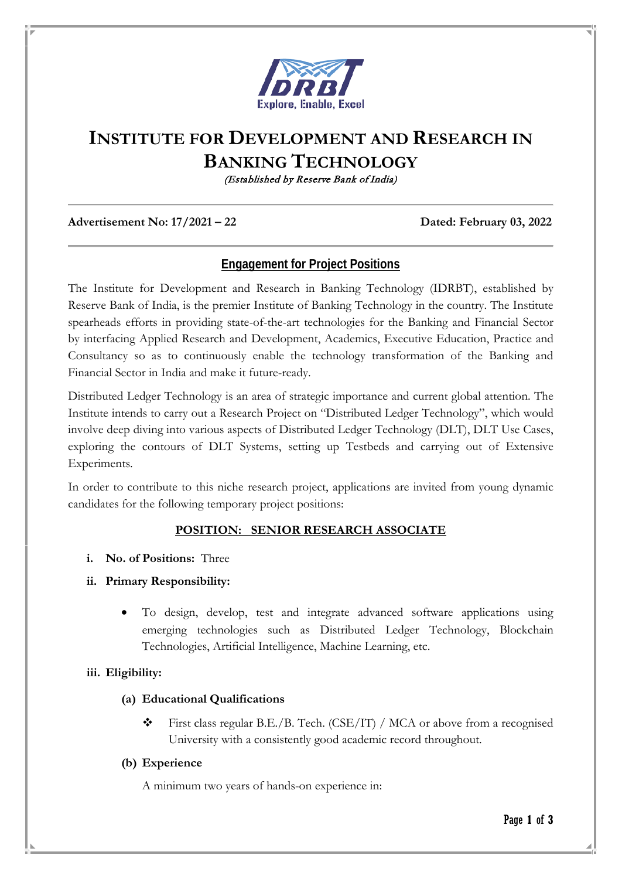# INSTITUTE FOR DEVELOPMENT AND RESEARCH IN BANKING TECHNOLOGY

*(Established by Reserve Bank of India)*

**Advertisement No: 17/2021 – 22** **Dated: February 03, 2022**

## Engagement for Project Positions

The Institute for Development and Research in Banking Technology (IDRBT), established by Reserve Bank of India, is the premier Institute of Banking Technology in the country. The Institute spearheads efforts in providing state-of-the-art technologies for the Banking and Financial Sector by interfacing Applied Research and Development, Academics, Executive Education, Practice and Consultancy so as to continuously enable the technology transformation of the Banking and Financial Sector in India and make it future-ready.

Distributed Ledger Technology is an area of strategic importance and current global attention. The Institute intends to carry out a Research Project on "Distributed Ledger Technology", which would involve deep diving into various aspects of Distributed Ledger Technology (DLT), DLT Use Cases, exploring the contours of DLT Systems, setting up Testbeds and carrying out of Extensive Experiments.

In order to contribute to this niche research project, applications are invited from young dynamic candidates for the following temporary project positions:

### POSITION: SENIOR RESEARCH ASSOCIATE

i. **No. of Positions:** Three

ii. **Primary Responsibility:**

- To design, develop, test and integrate advanced software applications using emerging technologies such as Distributed Ledger Technology, Blockchain Technologies, Artificial Intelligence, Machine Learning, etc.

iii. **Eligibility:**

**(a) Educational Qualifications**

- First class regular B.E./B. Tech. (CSE/IT) / MCA or above from a recognised University with a consistently good academic record throughout.

**(b) Experience**

A minimum two years of hands-on experience in: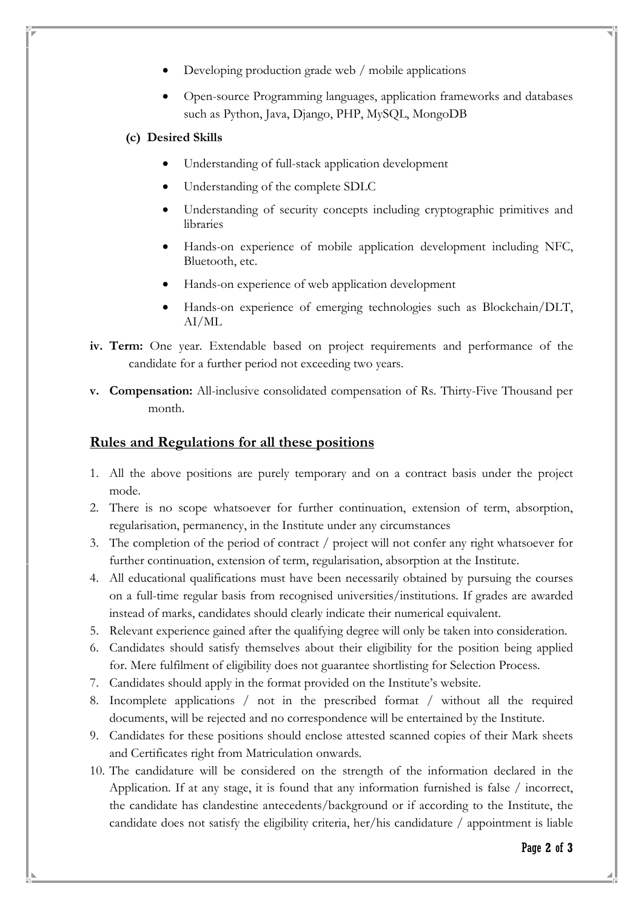- Developing production grade web / mobile applications
- Open-source Programming languages, application frameworks and databases such as Python, Java, Django, PHP, MySQL, MongoDB

**(c) Desired Skills**

- Understanding of full-stack application development
- Understanding of the complete SDLC
- Understanding of security concepts including cryptographic primitives and libraries
- Hands-on experience of mobile application development including NFC, Bluetooth, etc.
- Hands-on experience of web application development
- Hands-on experience of emerging technologies such as Blockchain/DLT, AI/ML

**iv. Term:** One year. Extendable based on project requirements and performance of the candidate for a further period not exceeding two years.

**v. Compensation:** All-inclusive consolidated compensation of Rs. Thirty-Five Thousand per month.

## Rules and Regulations for all these positions

1. All the above positions are purely temporary and on a contract basis under the project mode.
2. There is no scope whatsoever for further continuation, extension of term, absorption, regularisation, permanency, in the Institute under any circumstances
3. The completion of the period of contract / project will not confer any right whatsoever for further continuation, extension of term, regularisation, absorption at the Institute.
4. All educational qualifications must have been necessarily obtained by pursuing the courses on a full-time regular basis from recognised universities/institutions. If grades are awarded instead of marks, candidates should clearly indicate their numerical equivalent.
5. Relevant experience gained after the qualifying degree will only be taken into consideration.
6. Candidates should satisfy themselves about their eligibility for the position being applied for. Mere fulfilment of eligibility does not guarantee shortlisting for Selection Process.
7. Candidates should apply in the format provided on the Institute's website.
8. Incomplete applications / not in the prescribed format / without all the required documents, will be rejected and no correspondence will be entertained by the Institute.
9. Candidates for these positions should enclose attested scanned copies of their Mark sheets and Certificates right from Matriculation onwards.
10. The candidature will be considered on the strength of the information declared in the Application. If at any stage, it is found that any information furnished is false / incorrect, the candidate has clandestine antecedents/background or if according to the Institute, the candidate does not satisfy the eligibility criteria, her/his candidature / appointment is liable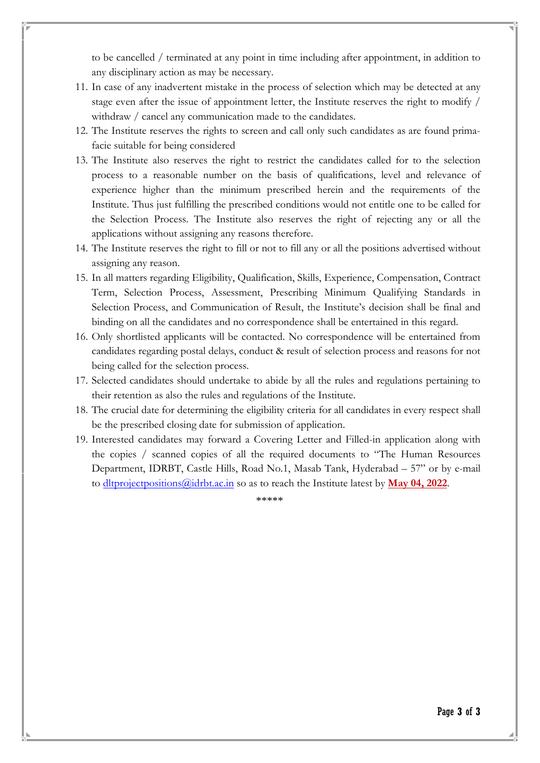to be cancelled / terminated at any point in time including after appointment, in addition to any disciplinary action as may be necessary.

11. In case of any inadvertent mistake in the process of selection which may be detected at any stage even after the issue of appointment letter, the Institute reserves the right to modify / withdraw / cancel any communication made to the candidates.
12. The Institute reserves the rights to screen and call only such candidates as are found prima-facie suitable for being considered
13. The Institute also reserves the right to restrict the candidates called for to the selection process to a reasonable number on the basis of qualifications, level and relevance of experience higher than the minimum prescribed herein and the requirements of the Institute. Thus just fulfilling the prescribed conditions would not entitle one to be called for the Selection Process. The Institute also reserves the right of rejecting any or all the applications without assigning any reasons therefore.
14. The Institute reserves the right to fill or not to fill any or all the positions advertised without assigning any reason.
15. In all matters regarding Eligibility, Qualification, Skills, Experience, Compensation, Contract Term, Selection Process, Assessment, Prescribing Minimum Qualifying Standards in Selection Process, and Communication of Result, the Institute's decision shall be final and binding on all the candidates and no correspondence shall be entertained in this regard.
16. Only shortlisted applicants will be contacted. No correspondence will be entertained from candidates regarding postal delays, conduct & result of selection process and reasons for not being called for the selection process.
17. Selected candidates should undertake to abide by all the rules and regulations pertaining to their retention as also the rules and regulations of the Institute.
18. The crucial date for determining the eligibility criteria for all candidates in every respect shall be the prescribed closing date for submission of application.
19. Interested candidates may forward a Covering Letter and Filled-in application along with the copies / scanned copies of all the required documents to "The Human Resources Department, IDRBT, Castle Hills, Road No.1, Masab Tank, Hyderabad – 57" or by e-mail to dltprojectpositions@idrbt.ac.in so as to reach the Institute latest by **May 04, 2022**.

*****